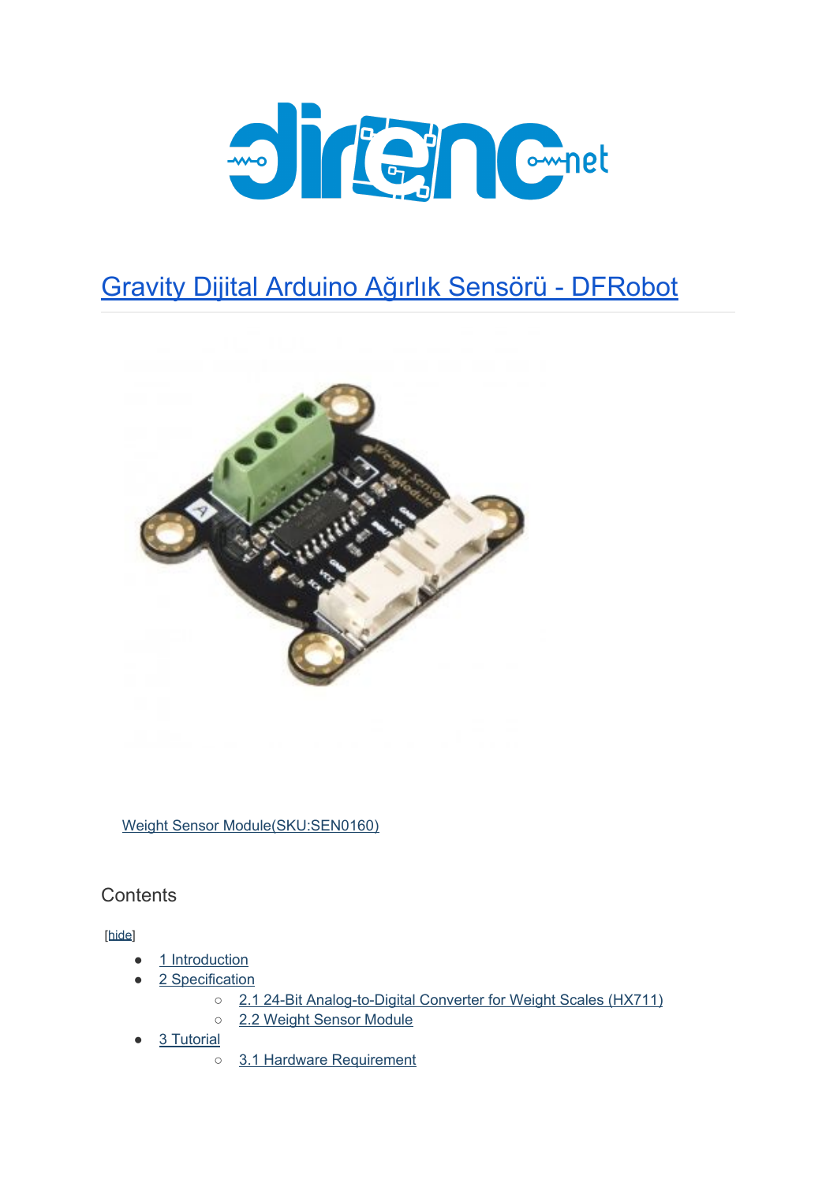# Gravity Dijital Arduino Ağırlık Sensörü - DFRobot

Weight Sensor Module(SKU:SEN0160)

## Contents

[hide]

- 1 Introduction
- 2 Specification
  - 2.1 24-Bit Analog-to-Digital Converter for Weight Scales (HX711)
  - 2.2 Weight Sensor Module
- 3 Tutorial
  - 3.1 Hardware Requirement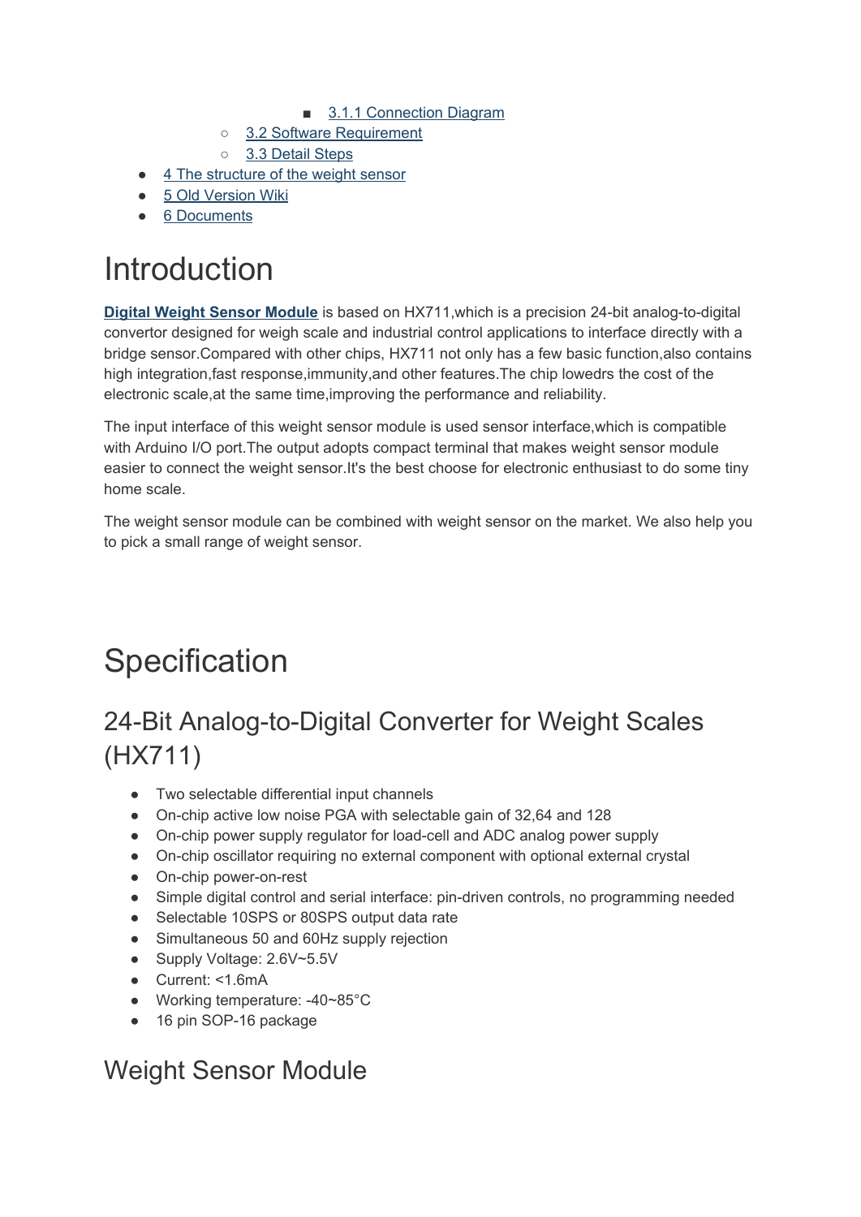- 3.1.1 Connection Diagram
    - 3.2 Software Requirement
    - 3.3 Detail Steps
- 4 The structure of the weight sensor
- 5 Old Version Wiki
- 6 Documents

# Introduction

**Digital Weight Sensor Module** is based on HX711,which is a precision 24-bit analog-to-digital convertor designed for weigh scale and industrial control applications to interface directly with a bridge sensor.Compared with other chips, HX711 not only has a few basic function,also contains high integration,fast response,immunity,and other features.The chip lowedrs the cost of the electronic scale,at the same time,improving the performance and reliability.

The input interface of this weight sensor module is used sensor interface,which is compatible with Arduino I/O port.The output adopts compact terminal that makes weight sensor module easier to connect the weight sensor.It's the best choose for electronic enthusiast to do some tiny home scale.

The weight sensor module can be combined with weight sensor on the market. We also help you to pick a small range of weight sensor.

# Specification

## 24-Bit Analog-to-Digital Converter for Weight Scales (HX711)

- Two selectable differential input channels
- On-chip active low noise PGA with selectable gain of 32,64 and 128
- On-chip power supply regulator for load-cell and ADC analog power supply
- On-chip oscillator requiring no external component with optional external crystal
- On-chip power-on-rest
- Simple digital control and serial interface: pin-driven controls, no programming needed
- Selectable 10SPS or 80SPS output data rate
- Simultaneous 50 and 60Hz supply rejection
- Supply Voltage: 2.6V~5.5V
- Current: <1.6mA
- Working temperature: -40~85°C
- 16 pin SOP-16 package

## Weight Sensor Module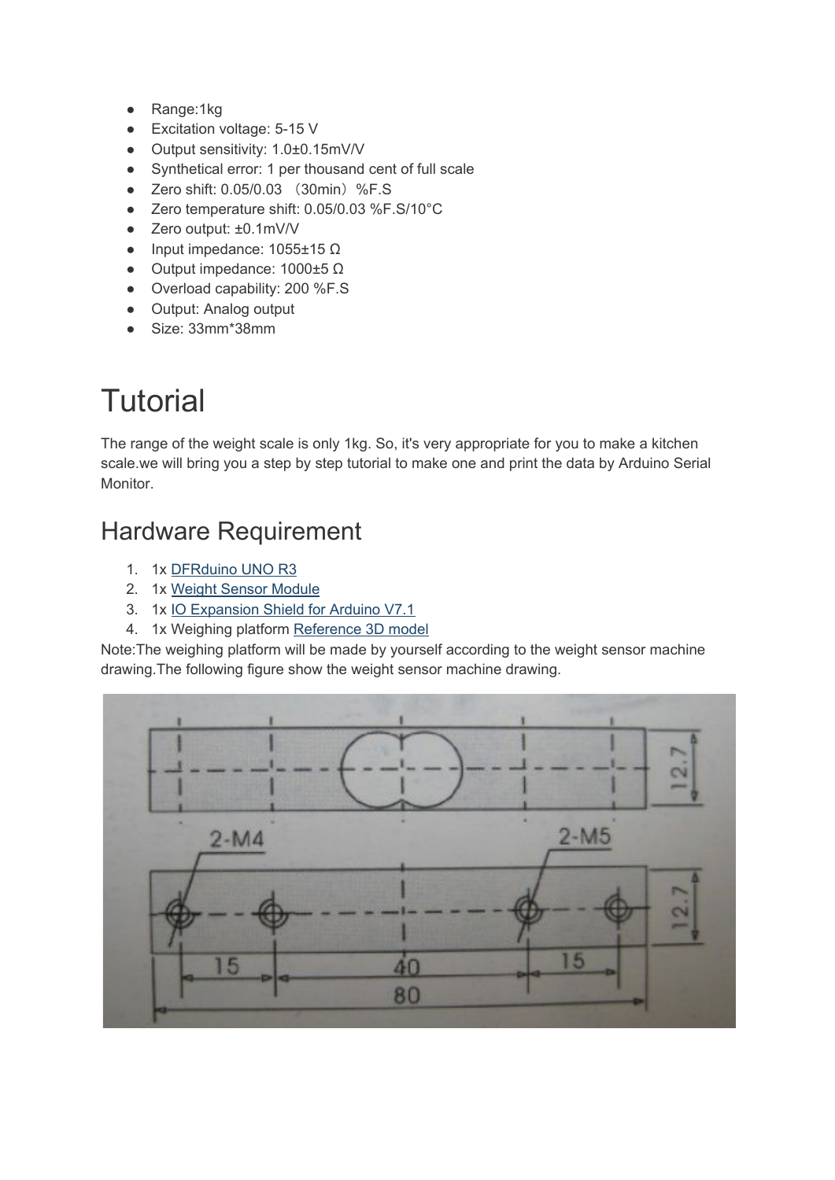- Range:1kg
- Excitation voltage: 5-15 V
- Output sensitivity: 1.0±0.15mV/V
- Synthetical error: 1 per thousand cent of full scale
- Zero shift: 0.05/0.03 （30min）%F.S
- Zero temperature shift: 0.05/0.03 %F.S/10°C
- Zero output: ±0.1mV/V
- Input impedance: 1055±15 Ω
- Output impedance: 1000±5 Ω
- Overload capability: 200 %F.S
- Output: Analog output
- Size: 33mm*38mm

# Tutorial

The range of the weight scale is only 1kg. So, it's very appropriate for you to make a kitchen scale.we will bring you a step by step tutorial to make one and print the data by Arduino Serial Monitor.

## Hardware Requirement

1. 1x DFRduino UNO R3
2. 1x Weight Sensor Module
3. 1x IO Expansion Shield for Arduino V7.1
4. 1x Weighing platform Reference 3D model

Note:The weighing platform will be made by yourself according to the weight sensor machine drawing.The following figure show the weight sensor machine drawing.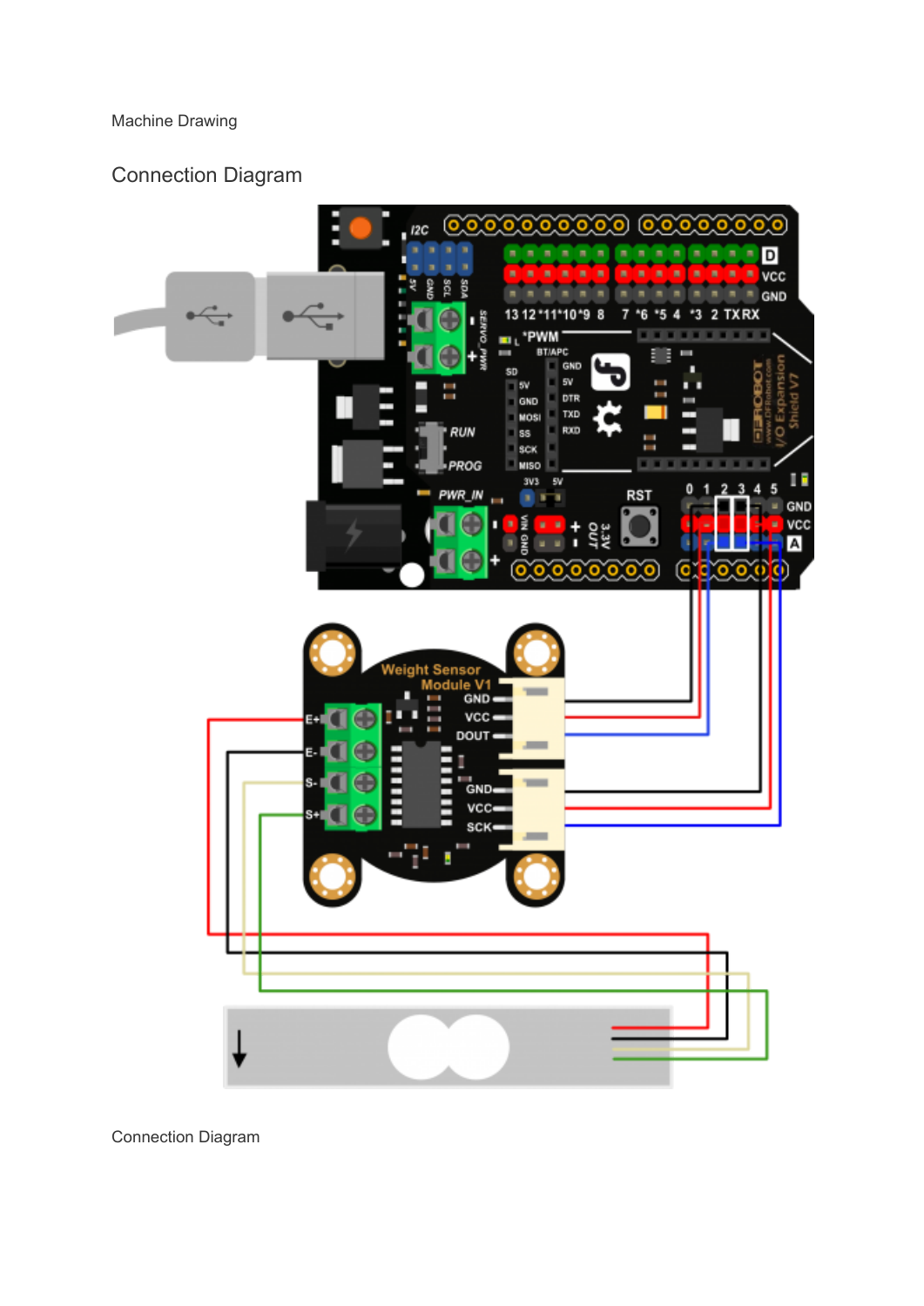Machine Drawing

## Connection Diagram

Connection Diagram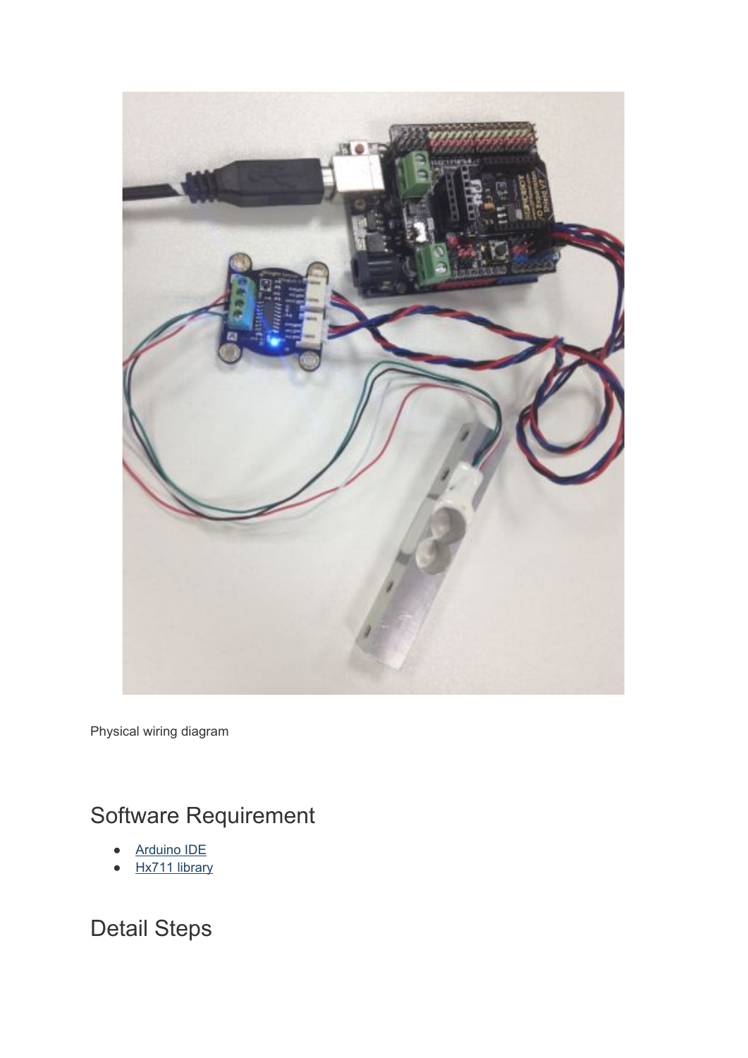Physical wiring diagram

## Software Requirement

- Arduino IDE
- Hx711 library

## Detail Steps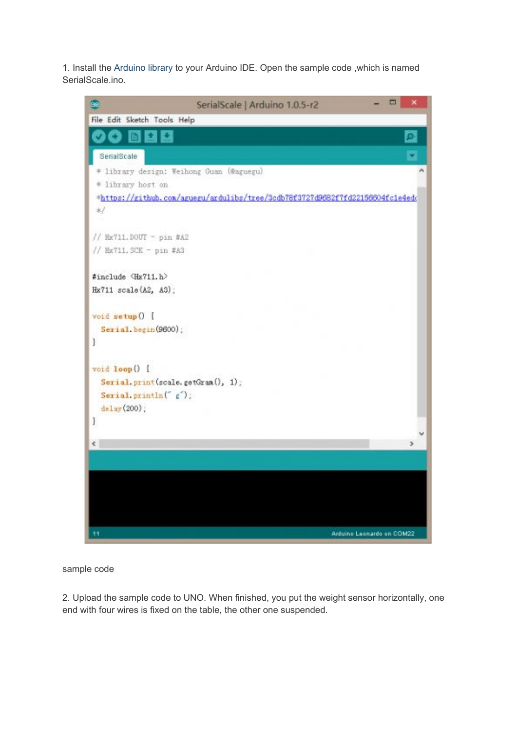1. Install the Arduino library to your Arduino IDE. Open the sample code ,which is named SerialScale.ino.

```
 * library design: Weihong Guan (@aguegu)
 * library host on
 *https://github.com/aguegu/ardulibs/tree/3cdb78f3727d9682f7fd22156604fc1e4ed
 */

// Hx711.DOUT - pin #A2
// Hx711.SCK - pin #A3

#include <Hx711.h>
Hx711 scale(A2, A3);

void setup() {
  Serial.begin(9600);
}

void loop() {
  Serial.print(scale.getGram(), 1);
  Serial.println(" g");
  delay(200);
}
```

sample code

2. Upload the sample code to UNO. When finished, you put the weight sensor horizontally, one end with four wires is fixed on the table, the other one suspended.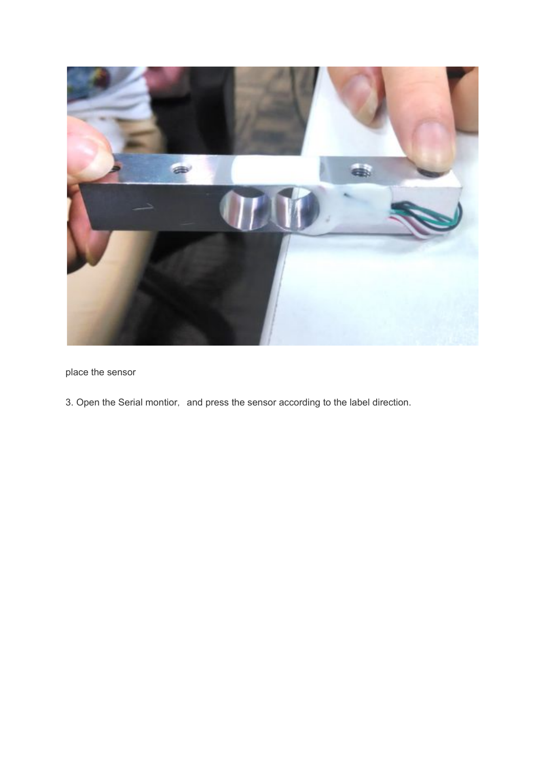place the sensor

3. Open the Serial montior, and press the sensor according to the label direction.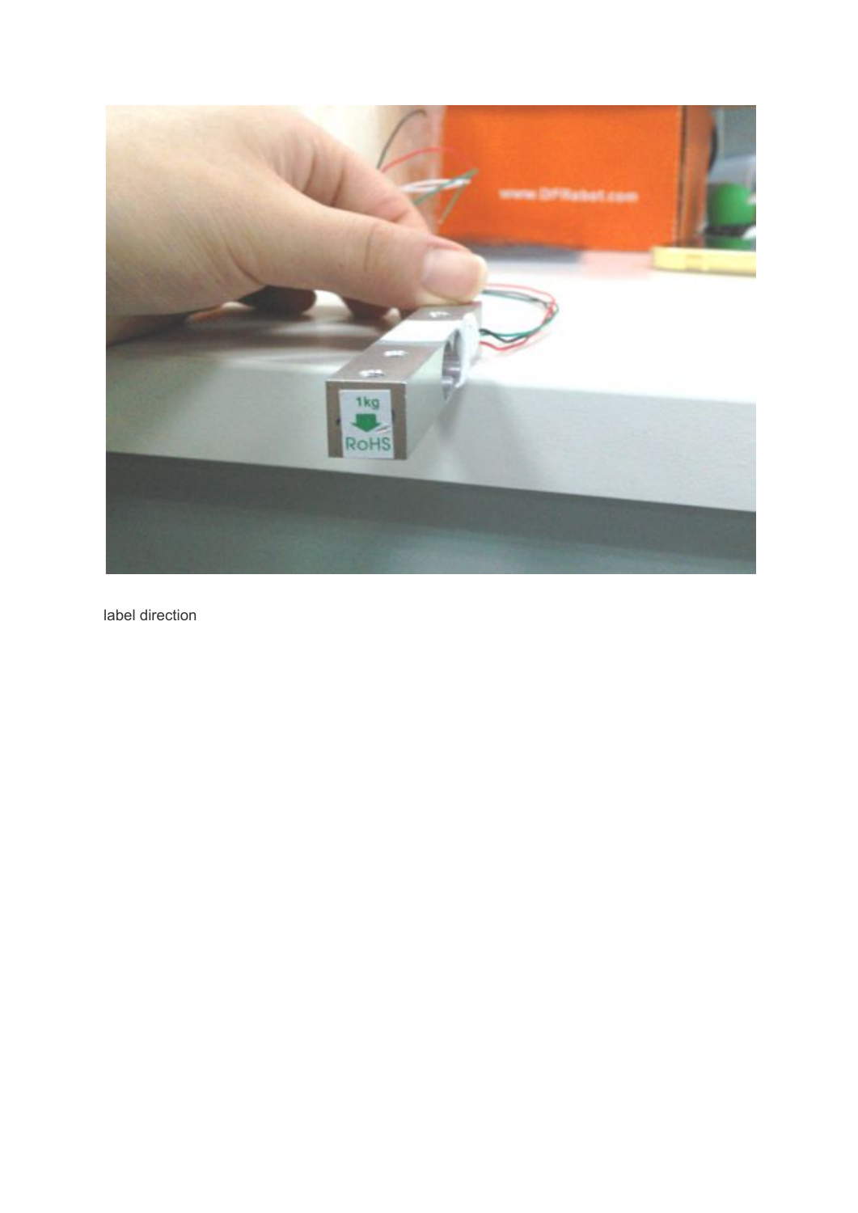label direction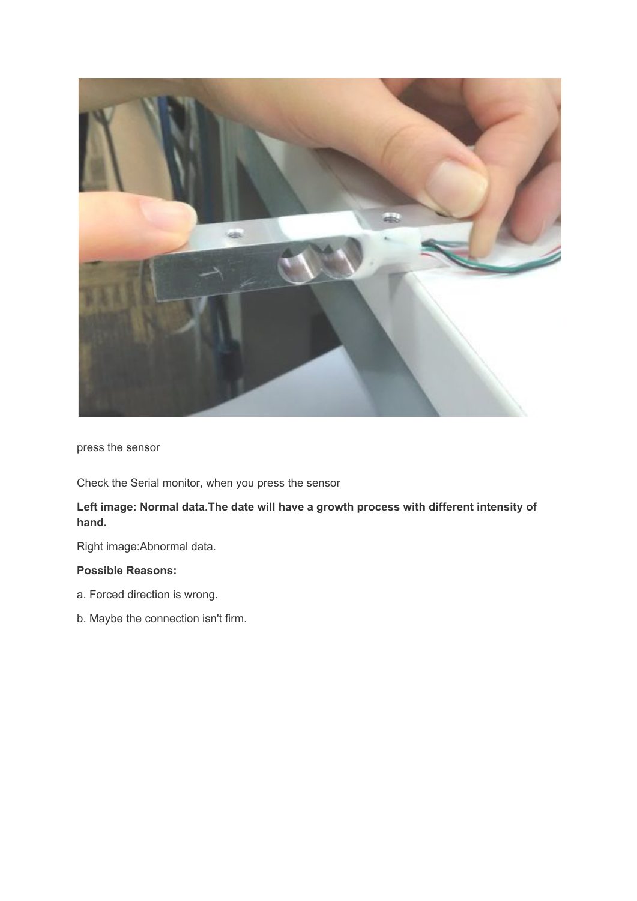press the sensor

Check the Serial monitor, when you press the sensor

**Left image: Normal data.The date will have a growth process with different intensity of hand.**

Right image:Abnormal data.

**Possible Reasons:**

a. Forced direction is wrong.

b. Maybe the connection isn't firm.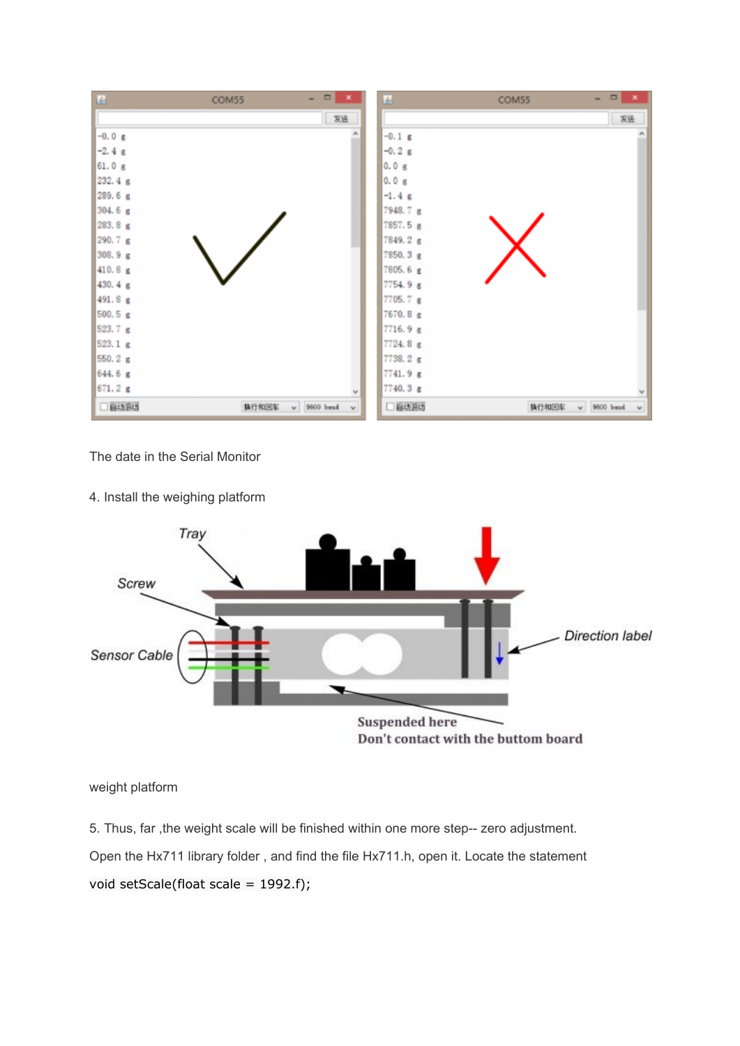The date in the Serial Monitor

4. Install the weighing platform

weight platform

5. Thus, far ,the weight scale will be finished within one more step-- zero adjustment.

Open the Hx711 library folder , and find the file Hx711.h, open it. Locate the statement

```
void setScale(float scale = 1992.f);
```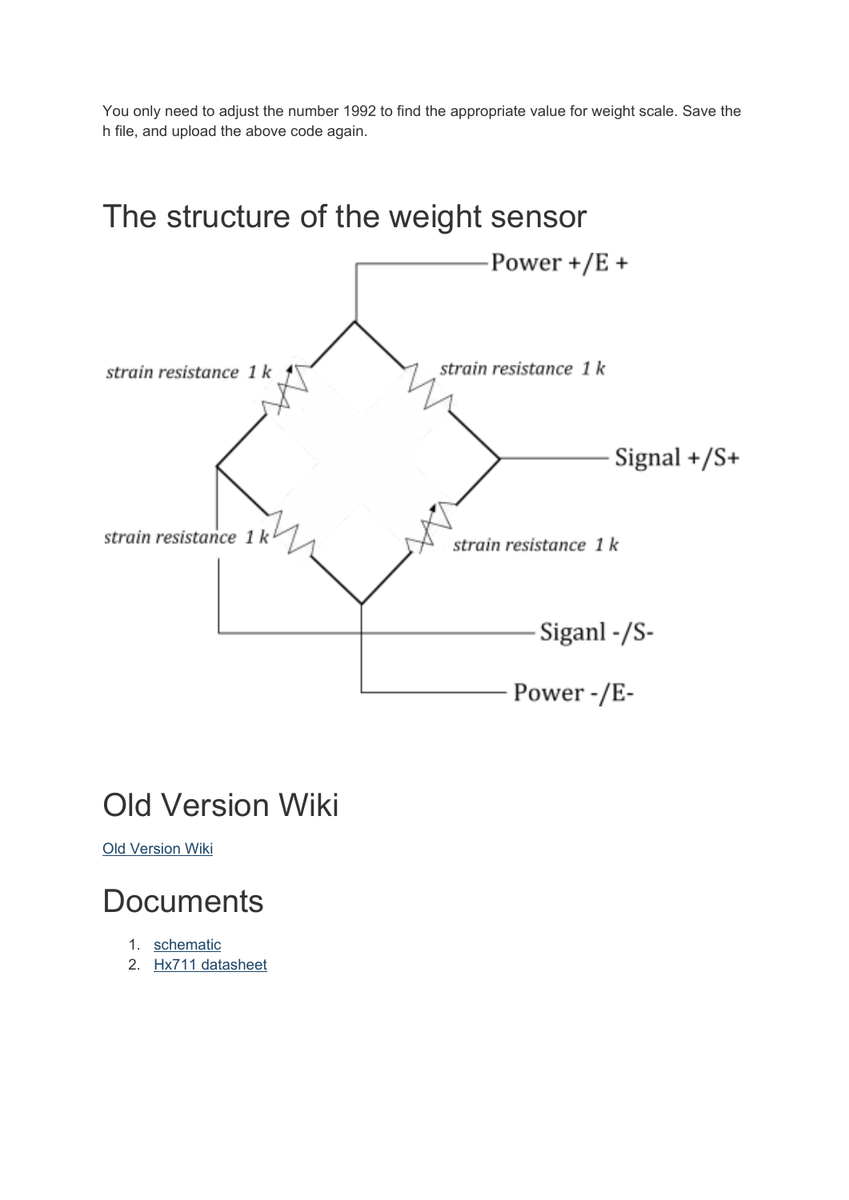You only need to adjust the number 1992 to find the appropriate value for weight scale. Save the h file, and upload the above code again.

# The structure of the weight sensor

Power +/E +

strain resistance 1 k

strain resistance 1 k

Signal +/S+

strain resistance 1 k

strain resistance 1 k

Siganl -/S-

Power -/E-

# Old Version Wiki

[Old Version Wiki]

# Documents

1. schematic
2. Hx711 datasheet